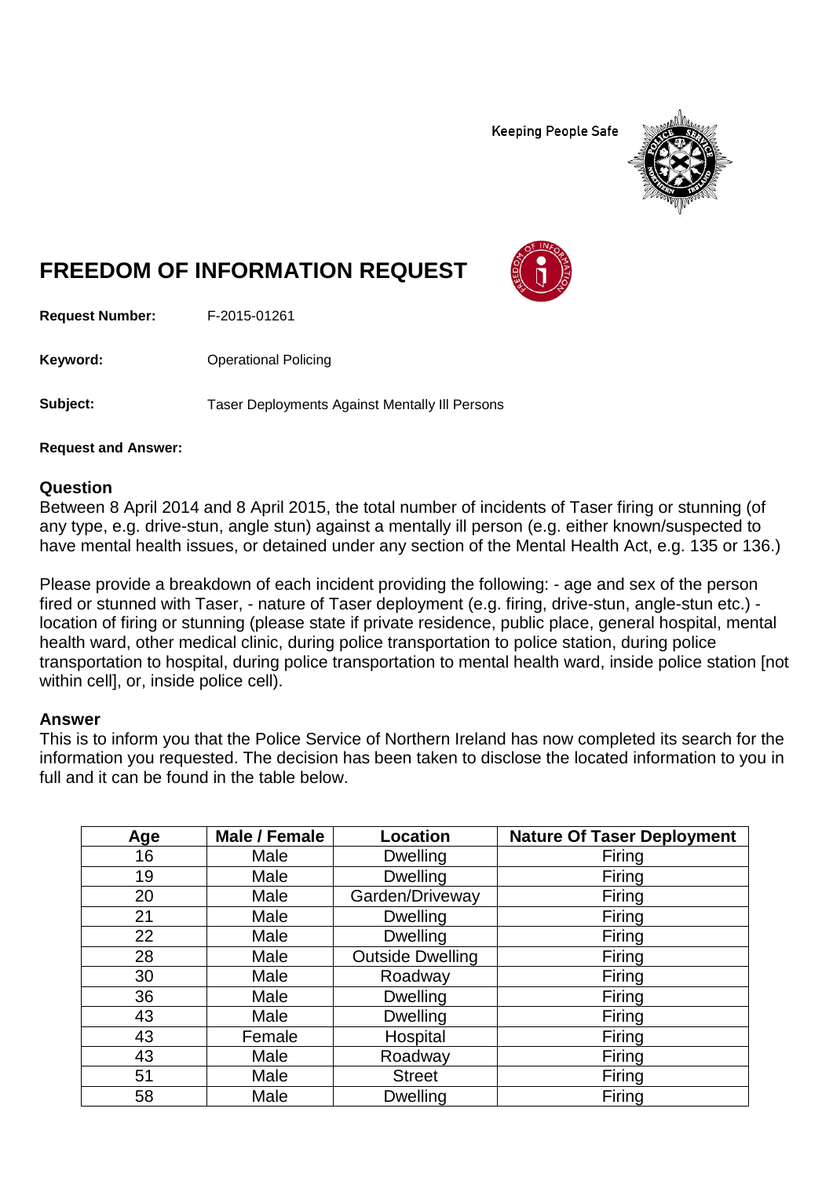Keeping People Safe

# FREEDOM OF INFORMATION REQUEST

**Request Number:** F-2015-01261

**Keyword:** Operational Policing

**Subject:** Taser Deployments Against Mentally Ill Persons

**Request and Answer:**

## Question

Between 8 April 2014 and 8 April 2015, the total number of incidents of Taser firing or stunning (of any type, e.g. drive-stun, angle stun) against a mentally ill person (e.g. either known/suspected to have mental health issues, or detained under any section of the Mental Health Act, e.g. 135 or 136.)

Please provide a breakdown of each incident providing the following: - age and sex of the person fired or stunned with Taser, - nature of Taser deployment (e.g. firing, drive-stun, angle-stun etc.) - location of firing or stunning (please state if private residence, public place, general hospital, mental health ward, other medical clinic, during police transportation to police station, during police transportation to hospital, during police transportation to mental health ward, inside police station [not within cell], or, inside police cell).

## Answer

This is to inform you that the Police Service of Northern Ireland has now completed its search for the information you requested. The decision has been taken to disclose the located information to you in full and it can be found in the table below.

| Age | Male / Female | Location | Nature Of Taser Deployment |
|---|---|---|---|
| 16 | Male | Dwelling | Firing |
| 19 | Male | Dwelling | Firing |
| 20 | Male | Garden/Driveway | Firing |
| 21 | Male | Dwelling | Firing |
| 22 | Male | Dwelling | Firing |
| 28 | Male | Outside Dwelling | Firing |
| 30 | Male | Roadway | Firing |
| 36 | Male | Dwelling | Firing |
| 43 | Male | Dwelling | Firing |
| 43 | Female | Hospital | Firing |
| 43 | Male | Roadway | Firing |
| 51 | Male | Street | Firing |
| 58 | Male | Dwelling | Firing |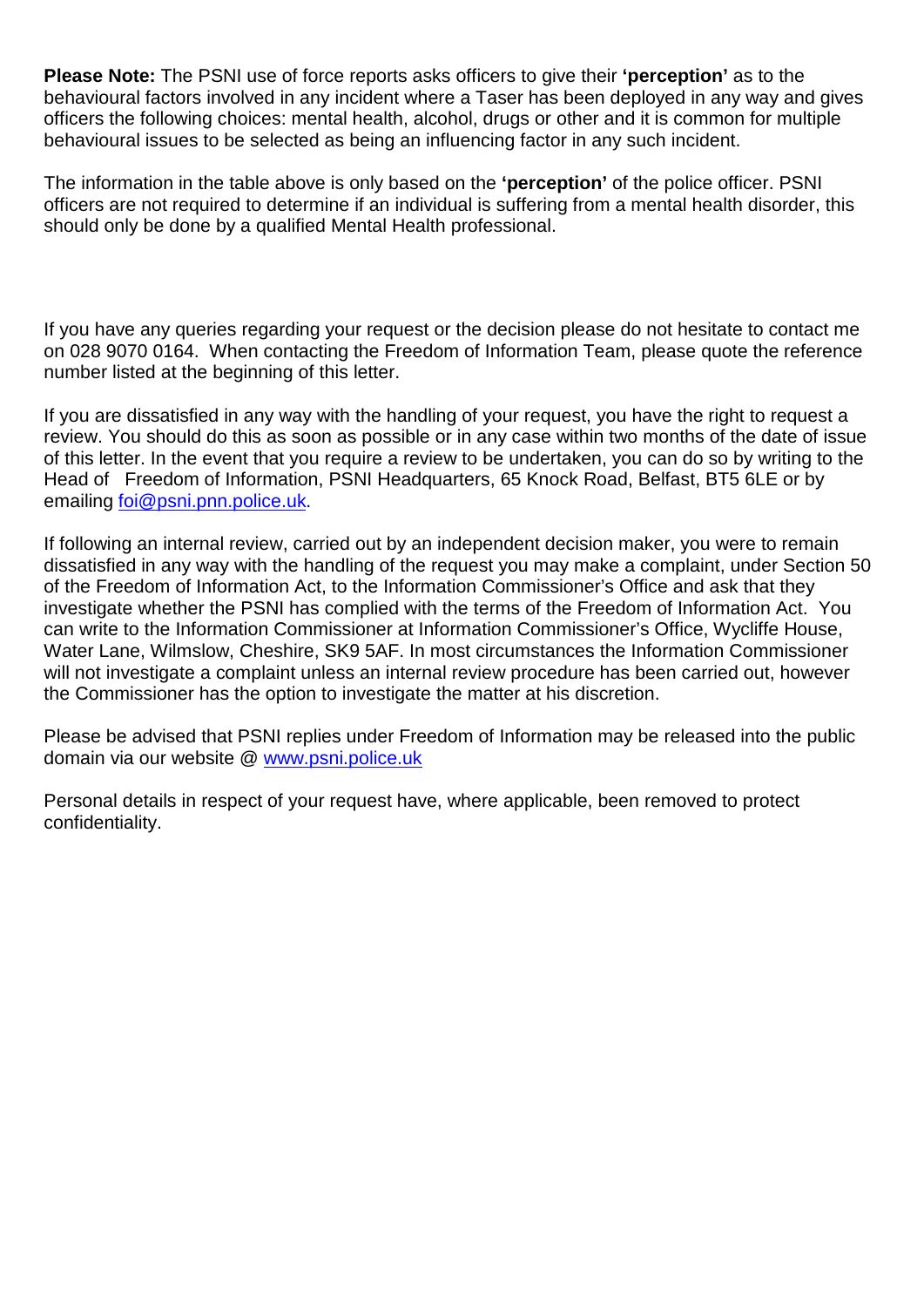**Please Note:** The PSNI use of force reports asks officers to give their **'perception'** as to the behavioural factors involved in any incident where a Taser has been deployed in any way and gives officers the following choices: mental health, alcohol, drugs or other and it is common for multiple behavioural issues to be selected as being an influencing factor in any such incident.

The information in the table above is only based on the **'perception'** of the police officer. PSNI officers are not required to determine if an individual is suffering from a mental health disorder, this should only be done by a qualified Mental Health professional.

If you have any queries regarding your request or the decision please do not hesitate to contact me on 028 9070 0164. When contacting the Freedom of Information Team, please quote the reference number listed at the beginning of this letter.

If you are dissatisfied in any way with the handling of your request, you have the right to request a review. You should do this as soon as possible or in any case within two months of the date of issue of this letter. In the event that you require a review to be undertaken, you can do so by writing to the Head of Freedom of Information, PSNI Headquarters, 65 Knock Road, Belfast, BT5 6LE or by emailing foi@psni.pnn.police.uk.

If following an internal review, carried out by an independent decision maker, you were to remain dissatisfied in any way with the handling of the request you may make a complaint, under Section 50 of the Freedom of Information Act, to the Information Commissioner's Office and ask that they investigate whether the PSNI has complied with the terms of the Freedom of Information Act. You can write to the Information Commissioner at Information Commissioner's Office, Wycliffe House, Water Lane, Wilmslow, Cheshire, SK9 5AF. In most circumstances the Information Commissioner will not investigate a complaint unless an internal review procedure has been carried out, however the Commissioner has the option to investigate the matter at his discretion.

Please be advised that PSNI replies under Freedom of Information may be released into the public domain via our website @ www.psni.police.uk

Personal details in respect of your request have, where applicable, been removed to protect confidentiality.